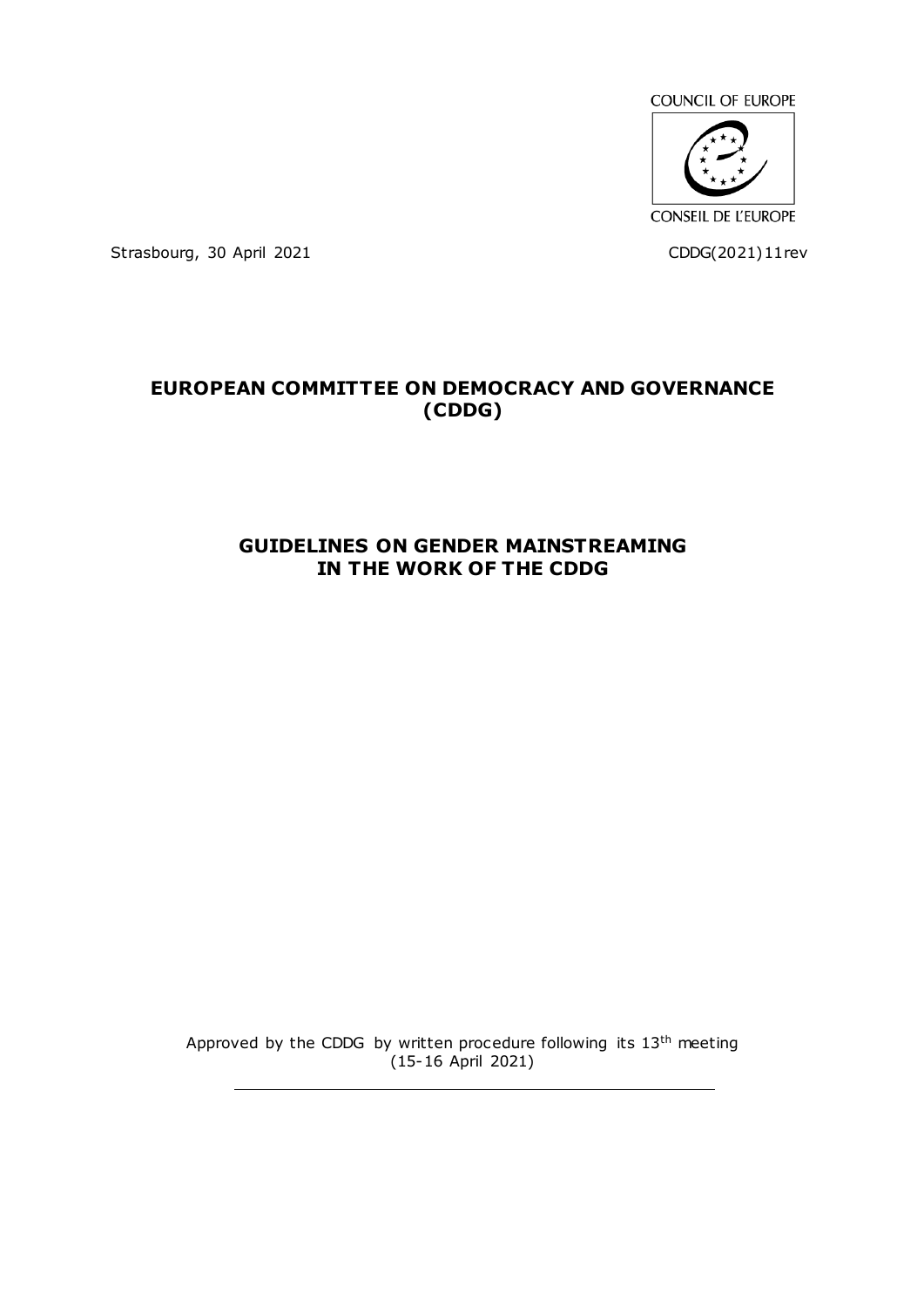COUNCIL OF EUROPE

CONSEIL DE L'EUROPE

Strasbourg, 30 April 2021 CDDG(2021)11rev

# EUROPEAN COMMITTEE ON DEMOCRACY AND GOVERNANCE (CDDG)

## GUIDELINES ON GENDER MAINSTREAMING IN THE WORK OF THE CDDG

Approved by the CDDG by written procedure following its 13th meeting (15-16 April 2021)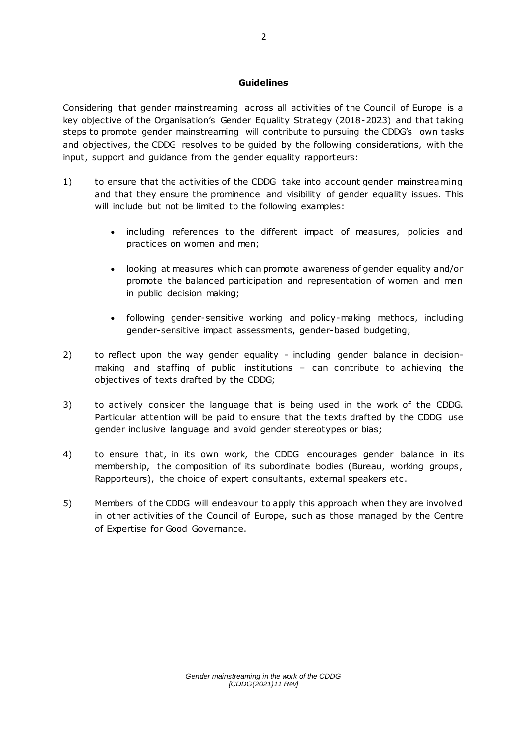## Guidelines

Considering that gender mainstreaming across all activities of the Council of Europe is a key objective of the Organisation's Gender Equality Strategy (2018-2023) and that taking steps to promote gender mainstreaming will contribute to pursuing the CDDG's own tasks and objectives, the CDDG resolves to be guided by the following considerations, with the input, support and guidance from the gender equality rapporteurs:

1) to ensure that the activities of the CDDG take into account gender mainstreaming and that they ensure the prominence and visibility of gender equality issues. This will include but not be limited to the following examples:

    - including references to the different impact of measures, policies and practices on women and men;

    - looking at measures which can promote awareness of gender equality and/or promote the balanced participation and representation of women and men in public decision making;

    - following gender-sensitive working and policy-making methods, including gender-sensitive impact assessments, gender-based budgeting;

2) to reflect upon the way gender equality - including gender balance in decision-making and staffing of public institutions – can contribute to achieving the objectives of texts drafted by the CDDG;

3) to actively consider the language that is being used in the work of the CDDG. Particular attention will be paid to ensure that the texts drafted by the CDDG use gender inclusive language and avoid gender stereotypes or bias;

4) to ensure that, in its own work, the CDDG encourages gender balance in its membership, the composition of its subordinate bodies (Bureau, working groups, Rapporteurs), the choice of expert consultants, external speakers etc.

5) Members of the CDDG will endeavour to apply this approach when they are involved in other activities of the Council of Europe, such as those managed by the Centre of Expertise for Good Governance.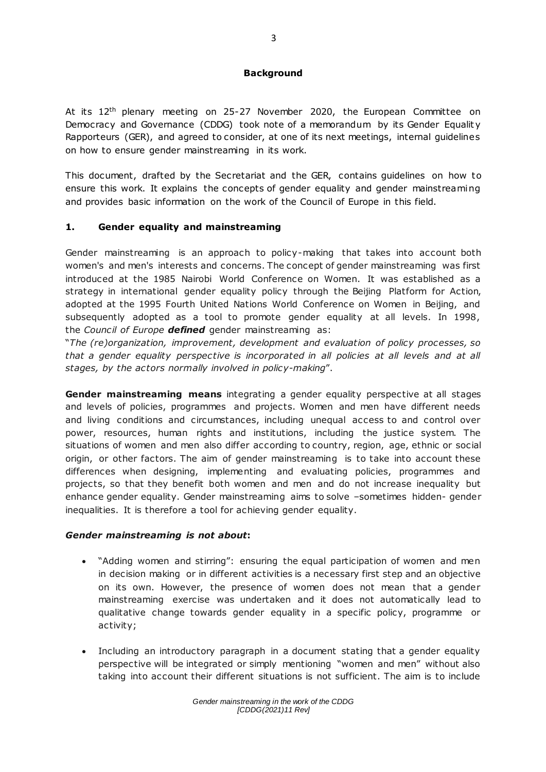## Background

At its 12th plenary meeting on 25-27 November 2020, the European Committee on Democracy and Governance (CDDG) took note of a memorandum by its Gender Equality Rapporteurs (GER), and agreed to consider, at one of its next meetings, internal guidelines on how to ensure gender mainstreaming in its work.

This document, drafted by the Secretariat and the GER, contains guidelines on how to ensure this work. It explains the concepts of gender equality and gender mainstreaming and provides basic information on the work of the Council of Europe in this field.

## 1. Gender equality and mainstreaming

Gender mainstreaming is an approach to policy-making that takes into account both women's and men's interests and concerns. The concept of gender mainstreaming was first introduced at the 1985 Nairobi World Conference on Women. It was established as a strategy in international gender equality policy through the Beijing Platform for Action, adopted at the 1995 Fourth United Nations World Conference on Women in Beijing, and subsequently adopted as a tool to promote gender equality at all levels. In 1998, the *Council of Europe* ***defined*** gender mainstreaming as:

"*The (re)organization, improvement, development and evaluation of policy processes, so that a gender equality perspective is incorporated in all policies at all levels and at all stages, by the actors normally involved in policy-making*".

**Gender mainstreaming means** integrating a gender equality perspective at all stages and levels of policies, programmes and projects. Women and men have different needs and living conditions and circumstances, including unequal access to and control over power, resources, human rights and institutions, including the justice system. The situations of women and men also differ according to country, region, age, ethnic or social origin, or other factors. The aim of gender mainstreaming is to take into account these differences when designing, implementing and evaluating policies, programmes and projects, so that they benefit both women and men and do not increase inequality but enhance gender equality. Gender mainstreaming aims to solve –sometimes hidden- gender inequalities. It is therefore a tool for achieving gender equality.

***Gender mainstreaming is not about*:**

- "Adding women and stirring": ensuring the equal participation of women and men in decision making or in different activities is a necessary first step and an objective on its own. However, the presence of women does not mean that a gender mainstreaming exercise was undertaken and it does not automatically lead to qualitative change towards gender equality in a specific policy, programme or activity;

- Including an introductory paragraph in a document stating that a gender equality perspective will be integrated or simply mentioning "women and men" without also taking into account their different situations is not sufficient. The aim is to include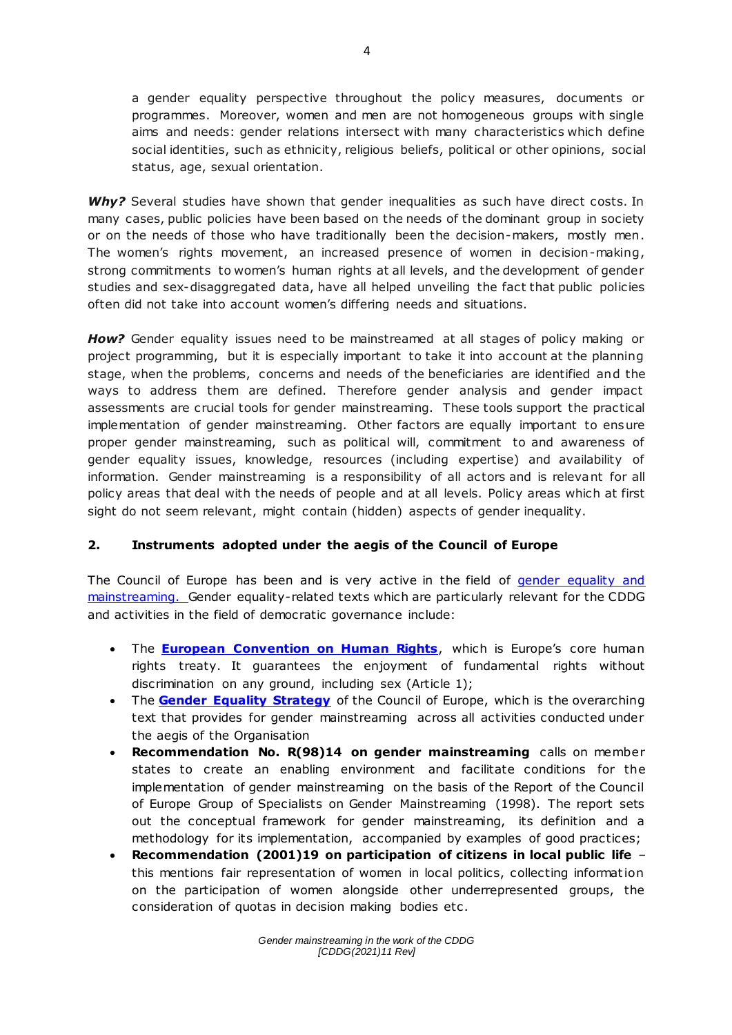a gender equality perspective throughout the policy measures, documents or programmes. Moreover, women and men are not homogeneous groups with single aims and needs: gender relations intersect with many characteristics which define social identities, such as ethnicity, religious beliefs, political or other opinions, social status, age, sexual orientation.

***Why?*** Several studies have shown that gender inequalities as such have direct costs. In many cases, public policies have been based on the needs of the dominant group in society or on the needs of those who have traditionally been the decision-makers, mostly men. The women's rights movement, an increased presence of women in decision-making, strong commitments to women's human rights at all levels, and the development of gender studies and sex-disaggregated data, have all helped unveiling the fact that public policies often did not take into account women's differing needs and situations.

***How?*** Gender equality issues need to be mainstreamed at all stages of policy making or project programming, but it is especially important to take it into account at the planning stage, when the problems, concerns and needs of the beneficiaries are identified and the ways to address them are defined. Therefore gender analysis and gender impact assessments are crucial tools for gender mainstreaming. These tools support the practical implementation of gender mainstreaming. Other factors are equally important to ensure proper gender mainstreaming, such as political will, commitment to and awareness of gender equality issues, knowledge, resources (including expertise) and availability of information. Gender mainstreaming is a responsibility of all actors and is relevant for all policy areas that deal with the needs of people and at all levels. Policy areas which at first sight do not seem relevant, might contain (hidden) aspects of gender inequality.

## 2. Instruments adopted under the aegis of the Council of Europe

The Council of Europe has been and is very active in the field of gender equality and mainstreaming. Gender equality-related texts which are particularly relevant for the CDDG and activities in the field of democratic governance include:

- The **European Convention on Human Rights**, which is Europe's core human rights treaty. It guarantees the enjoyment of fundamental rights without discrimination on any ground, including sex (Article 1);
- The **Gender Equality Strategy** of the Council of Europe, which is the overarching text that provides for gender mainstreaming across all activities conducted under the aegis of the Organisation
- **Recommendation No. R(98)14 on gender mainstreaming** calls on member states to create an enabling environment and facilitate conditions for the implementation of gender mainstreaming on the basis of the Report of the Council of Europe Group of Specialists on Gender Mainstreaming (1998). The report sets out the conceptual framework for gender mainstreaming, its definition and a methodology for its implementation, accompanied by examples of good practices;
- **Recommendation (2001)19 on participation of citizens in local public life** – this mentions fair representation of women in local politics, collecting information on the participation of women alongside other underrepresented groups, the consideration of quotas in decision making bodies etc.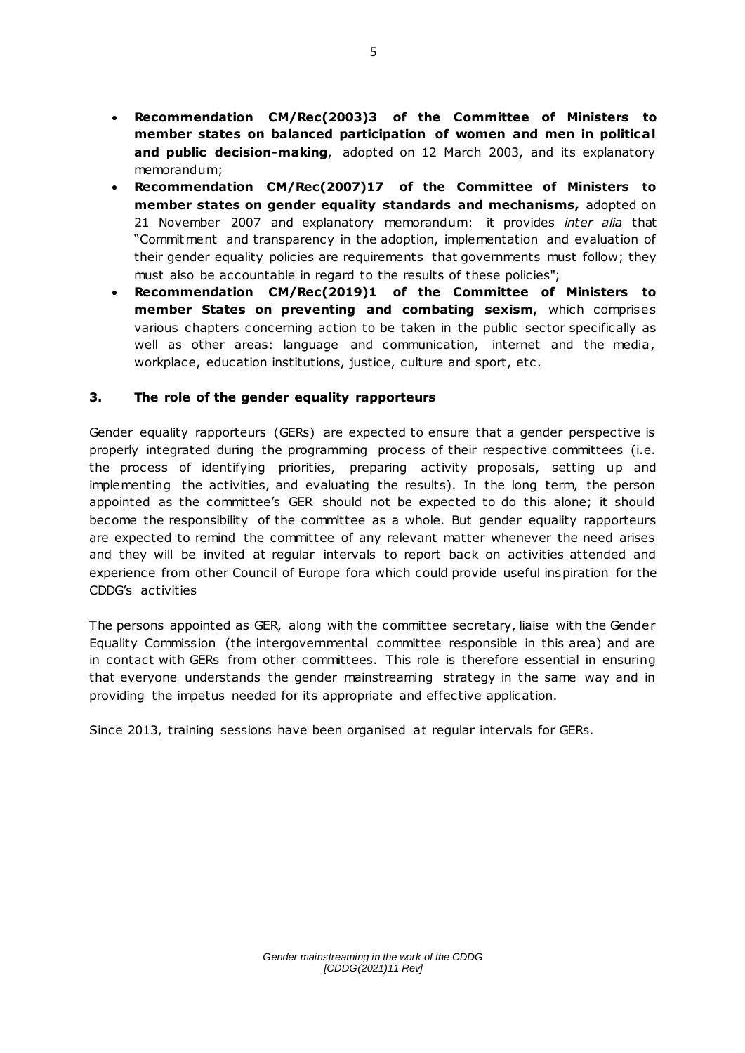- **Recommendation CM/Rec(2003)3 of the Committee of Ministers to member states on balanced participation of women and men in political and public decision-making**, adopted on 12 March 2003, and its explanatory memorandum;
- **Recommendation CM/Rec(2007)17 of the Committee of Ministers to member states on gender equality standards and mechanisms,** adopted on 21 November 2007 and explanatory memorandum: it provides *inter alia* that "Commitment and transparency in the adoption, implementation and evaluation of their gender equality policies are requirements that governments must follow; they must also be accountable in regard to the results of these policies";
- **Recommendation CM/Rec(2019)1 of the Committee of Ministers to member States on preventing and combating sexism,** which comprises various chapters concerning action to be taken in the public sector specifically as well as other areas: language and communication, internet and the media, workplace, education institutions, justice, culture and sport, etc.

### 3. The role of the gender equality rapporteurs

Gender equality rapporteurs (GERs) are expected to ensure that a gender perspective is properly integrated during the programming process of their respective committees (i.e. the process of identifying priorities, preparing activity proposals, setting up and implementing the activities, and evaluating the results). In the long term, the person appointed as the committee's GER should not be expected to do this alone; it should become the responsibility of the committee as a whole. But gender equality rapporteurs are expected to remind the committee of any relevant matter whenever the need arises and they will be invited at regular intervals to report back on activities attended and experience from other Council of Europe fora which could provide useful inspiration for the CDDG's activities

The persons appointed as GER, along with the committee secretary, liaise with the Gender Equality Commission (the intergovernmental committee responsible in this area) and are in contact with GERs from other committees. This role is therefore essential in ensuring that everyone understands the gender mainstreaming strategy in the same way and in providing the impetus needed for its appropriate and effective application.

Since 2013, training sessions have been organised at regular intervals for GERs.